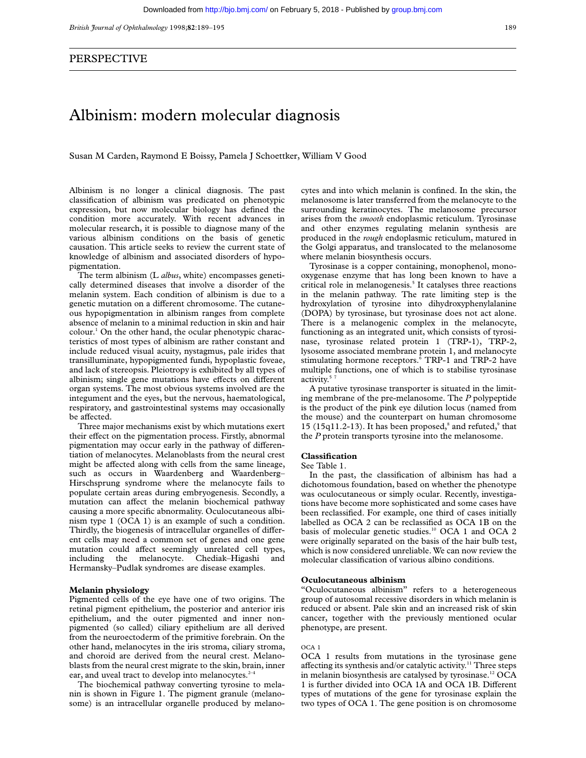PERSPECTIVE

# Albinism: modern molecular diagnosis

Susan M Carden, Raymond E Boissy, Pamela J Schoettker, William V Good

Albinism is no longer a clinical diagnosis. The past classification of albinism was predicated on phenotypic expression, but now molecular biology has defined the condition more accurately. With recent advances in molecular research, it is possible to diagnose many of the various albinism conditions on the basis of genetic causation. This article seeks to review the current state of knowledge of albinism and associated disorders of hypopigmentation.

The term albinism (L *albus*, white) encompasses genetically determined diseases that involve a disorder of the melanin system. Each condition of albinism is due to a genetic mutation on a different chromosome. The cutaneous hypopigmentation in albinism ranges from complete absence of melanin to a minimal reduction in skin and hair colour.[1] On the other hand, the ocular phenotypic characteristics of most types of albinism are rather constant and include reduced visual acuity, nystagmus, pale irides that transilluminate, hypopigmented fundi, hypoplastic foveae, and lack of stereopsis. Pleiotropy is exhibited by all types of albinism; single gene mutations have effects on different organ systems. The most obvious systems involved are the integument and the eyes, but the nervous, haematological, respiratory, and gastrointestinal systems may occasionally be affected.

Three major mechanisms exist by which mutations exert their effect on the pigmentation process. Firstly, abnormal pigmentation may occur early in the pathway of differentiation of melanocytes. Melanoblasts from the neural crest might be affected along with cells from the same lineage, such as occurs in Waardenberg and Waardenberg–Hirschsprung syndrome where the melanocyte fails to populate certain areas during embryogenesis. Secondly, a mutation can affect the melanin biochemical pathway causing a more specific abnormality. Oculocutaneous albinism type 1 (OCA 1) is an example of such a condition. Thirdly, the biogenesis of intracellular organelles of different cells may need a common set of genes and one gene mutation could affect seemingly unrelated cell types, including the melanocyte. Chediak–Higashi and Hermansky–Pudlak syndromes are disease examples.

### Melanin physiology

Pigmented cells of the eye have one of two origins. The retinal pigment epithelium, the posterior and anterior iris epithelium, and the outer pigmented and inner non-pigmented (so called) ciliary epithelium are all derived from the neuroectoderm of the primitive forebrain. On the other hand, melanocytes in the iris stroma, ciliary stroma, and choroid are derived from the neural crest. Melanoblasts from the neural crest migrate to the skin, brain, inner ear, and uveal tract to develop into melanocytes.[2–4]

The biochemical pathway converting tyrosine to melanin is shown in Figure 1. The pigment granule (melanosome) is an intracellular organelle produced by melanocytes and into which melanin is confined. In the skin, the melanosome is later transferred from the melanocyte to the surrounding keratinocytes. The melanosome precursor arises from the *smooth* endoplasmic reticulum. Tyrosinase and other enzymes regulating melanin synthesis are produced in the *rough* endoplasmic reticulum, matured in the Golgi apparatus, and translocated to the melanosome where melanin biosynthesis occurs.

Tyrosinase is a copper containing, monophenol, monooxygenase enzyme that has long been known to have a critical role in melanogenesis.[5] It catalyses three reactions in the melanin pathway. The rate limiting step is the hydroxylation of tyrosine into dihydroxyphenylalanine (DOPA) by tyrosinase, but tyrosinase does not act alone. There is a melanogenic complex in the melanocyte, functioning as an integrated unit, which consists of tyrosinase, tyrosinase related protein 1 (TRP-1), TRP-2, lysosome associated membrane protein 1, and melanocyte stimulating hormone receptors.[6] TRP-1 and TRP-2 have multiple functions, one of which is to stabilise tyrosinase activity.[5 7]

A putative tyrosinase transporter is situated in the limiting membrane of the pre-melanosome. The *P* polypeptide is the product of the pink eye dilution locus (named from the mouse) and the counterpart on human chromosome 15 (15q11.2-13). It has been proposed,[8] and refuted,[9] that the *P* protein transports tyrosine into the melanosome.

### Classification

See Table 1.

In the past, the classification of albinism has had a dichotomous foundation, based on whether the phenotype was oculocutaneous or simply ocular. Recently, investigations have become more sophisticated and some cases have been reclassified. For example, one third of cases initially labelled as OCA 2 can be reclassified as OCA 1B on the basis of molecular genetic studies.[10] OCA 1 and OCA 2 were originally separated on the basis of the hair bulb test, which is now considered unreliable. We can now review the molecular classification of various albino conditions.

### Oculocutaneous albinism

"Oculocutaneous albinism" refers to a heterogeneous group of autosomal recessive disorders in which melanin is reduced or absent. Pale skin and an increased risk of skin cancer, together with the previously mentioned ocular phenotype, are present.

#### OCA 1

OCA 1 results from mutations in the tyrosinase gene affecting its synthesis and/or catalytic activity.[11] Three steps in melanin biosynthesis are catalysed by tyrosinase.[12] OCA 1 is further divided into OCA 1A and OCA 1B. Different types of mutations of the gene for tyrosinase explain the two types of OCA 1. The gene position is on chromosome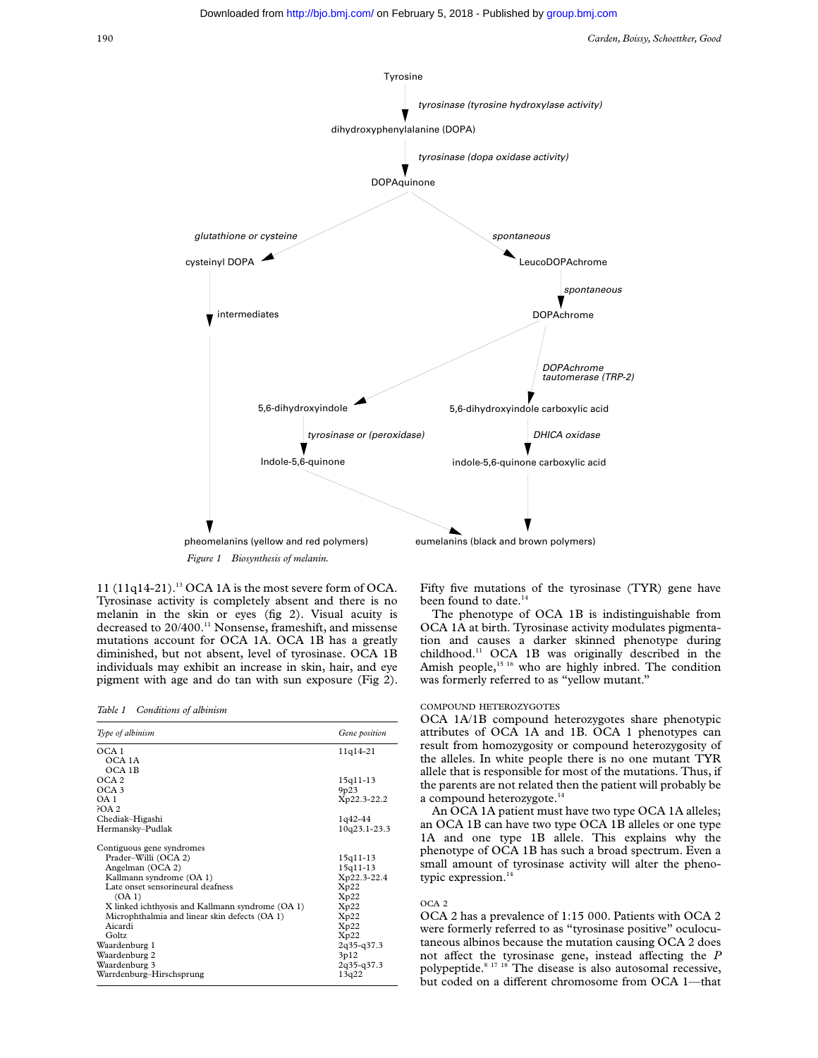Tyrosine

tyrosinase (tyrosine hydroxylase activity)

dihydroxyphenylalanine (DOPA)

tyrosinase (dopa oxidase activity)

DOPAquinone

glutathione or cysteine

spontaneous

cysteinyl DOPA

LeucoDOPAchrome

spontaneous

intermediates

DOPAchrome

DOPAchrome tautomerase (TRP-2)

5,6-dihydroxyindole

5,6-dihydroxyindole carboxylic acid

tyrosinase or (peroxidase)

DHICA oxidase

Indole-5,6-quinone

indole-5,6-quinone carboxylic acid

pheomelanins (yellow and red polymers)

eumelanins (black and brown polymers)

*Figure 1 Biosynthesis of melanin.*

11 (11q14-21).[13] OCA 1A is the most severe form of OCA. Tyrosinase activity is completely absent and there is no melanin in the skin or eyes (fig 2). Visual acuity is decreased to 20/400.[11] Nonsense, frameshift, and missense mutations account for OCA 1A. OCA 1B has a greatly diminished, but not absent, level of tyrosinase. OCA 1B individuals may exhibit an increase in skin, hair, and eye pigment with age and do tan with sun exposure (Fig 2).

*Table 1 Conditions of albinism*

| *Type of albinism* | *Gene position* |
|---|---|
| OCA 1 | 11q14-21 |
| OCA 1A | |
| OCA 1B | |
| OCA 2 | 15q11-13 |
| OCA 3 | 9p23 |
| OA 1 | Xp22.3-22.2 |
| ?OA 2 | |
| Chediak–Higashi | 1q42-44 |
| Hermansky–Pudlak | 10q23.1-23.3 |
| Contiguous gene syndromes | |
| Prader–Willi (OCA 2) | 15q11-13 |
| Angelman (OCA 2) | 15q11-13 |
| Kallmann syndrome (OA 1) | Xp22.3-22.4 |
| Late onset sensorineural deafness | Xp22 |
| (OA 1) | Xp22 |
| X linked ichthyosis and Kallmann syndrome (OA 1) | Xp22 |
| Microphthalmia and linear skin defects (OA 1) | Xp22 |
| Aicardi | Xp22 |
| Goltz | Xp22 |
| Waardenburg 1 | 2q35-q37.3 |
| Waardenburg 2 | 3p12 |
| Waardenburg 3 | 2q35-q37.3 |
| Warrdenburg–Hirschsprung | 13q22 |

Fifty five mutations of the tyrosinase (TYR) gene have been found to date.[14]

The phenotype of OCA 1B is indistinguishable from OCA 1A at birth. Tyrosinase activity modulates pigmentation and causes a darker skinned phenotype during childhood.[11] OCA 1B was originally described in the Amish people,[15,16] who are highly inbred. The condition was formerly referred to as "yellow mutant."

## COMPOUND HETEROZYGOTES

OCA 1A/1B compound heterozygotes share phenotypic attributes of OCA 1A and 1B. OCA 1 phenotypes can result from homozygosity or compound heterozygosity of the alleles. In white people there is no one mutant TYR allele that is responsible for most of the mutations. Thus, if the parents are not related then the patient will probably be a compound heterozygote.[14]

An OCA 1A patient must have two type OCA 1A alleles; an OCA 1B can have two type OCA 1B alleles or one type 1A and one type 1B allele. This explains why the phenotype of OCA 1B has such a broad spectrum. Even a small amount of tyrosinase activity will alter the phenotypic expression.[14]

## OCA 2

OCA 2 has a prevalence of 1:15 000. Patients with OCA 2 were formerly referred to as "tyrosinase positive" oculocutaneous albinos because the mutation causing OCA 2 does not affect the tyrosinase gene, instead affecting the *P* polypeptide.[8,17,18] The disease is also autosomal recessive, but coded on a different chromosome from OCA 1—that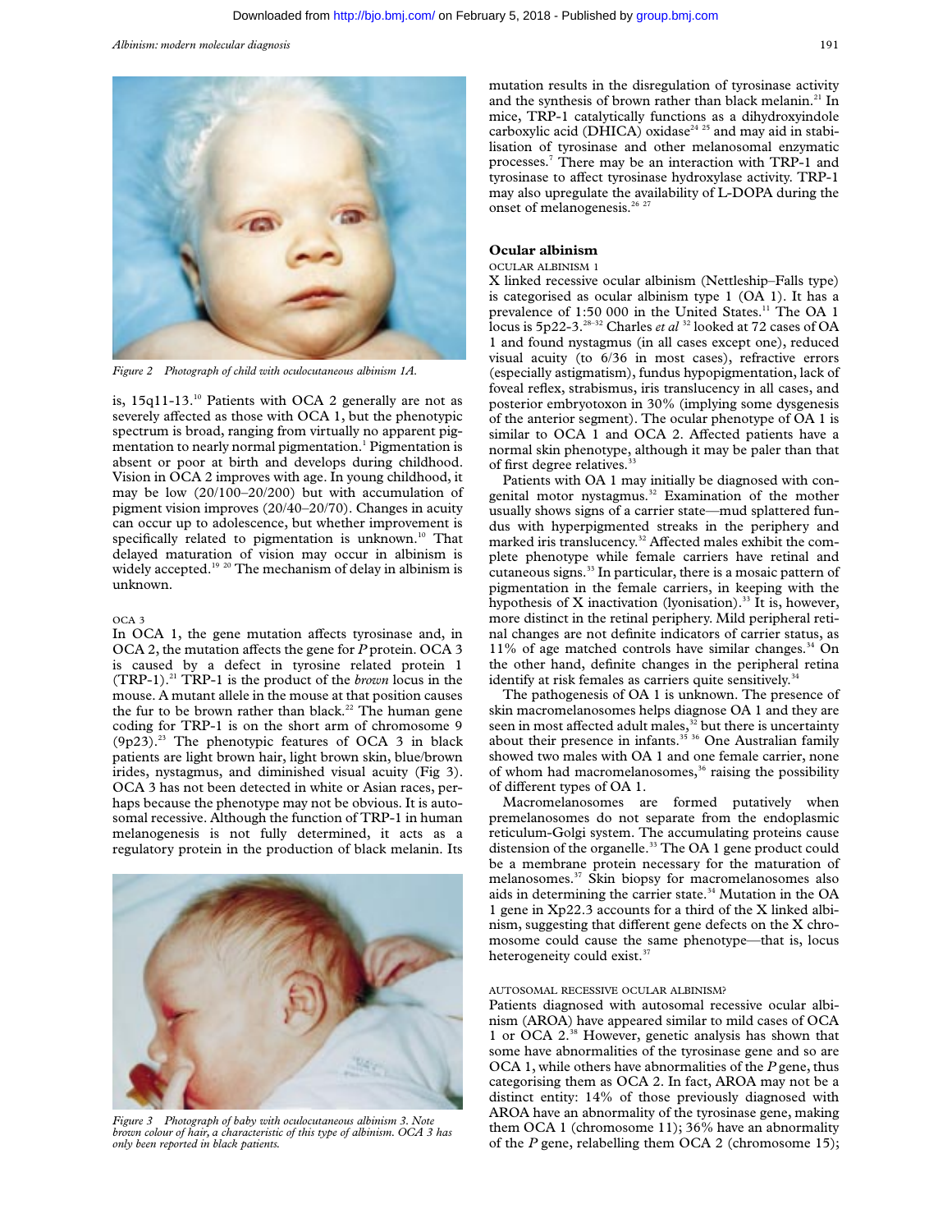Figure 2 Photograph of child with oculocutaneous albinism 1A.

is, 15q11-13.[10] Patients with OCA 2 generally are not as severely affected as those with OCA 1, but the phenotypic spectrum is broad, ranging from virtually no apparent pigmentation to nearly normal pigmentation.[1] Pigmentation is absent or poor at birth and develops during childhood. Vision in OCA 2 improves with age. In young childhood, it may be low (20/100–20/200) but with accumulation of pigment vision improves (20/40–20/70). Changes in acuity can occur up to adolescence, but whether improvement is specifically related to pigmentation is unknown.[10] That delayed maturation of vision may occur in albinism is widely accepted.[19 20] The mechanism of delay in albinism is unknown.

### OCA 3

In OCA 1, the gene mutation affects tyrosinase and, in OCA 2, the mutation affects the gene for *P* protein. OCA 3 is caused by a defect in tyrosine related protein 1 (TRP-1).[21] TRP-1 is the product of the *brown* locus in the mouse. A mutant allele in the mouse at that position causes the fur to be brown rather than black.[22] The human gene coding for TRP-1 is on the short arm of chromosome 9 (9p23).[23] The phenotypic features of OCA 3 in black patients are light brown hair, light brown skin, blue/brown irides, nystagmus, and diminished visual acuity (Fig 3). OCA 3 has not been detected in white or Asian races, perhaps because the phenotype may not be obvious. It is autosomal recessive. Although the function of TRP-1 in human melanogenesis is not fully determined, it acts as a regulatory protein in the production of black melanin. Its

Figure 3 Photograph of baby with oculocutaneous albinism 3. Note brown colour of hair, a characteristic of this type of albinism. OCA 3 has only been reported in black patients.

mutation results in the disregulation of tyrosinase activity and the synthesis of brown rather than black melanin.[21] In mice, TRP-1 catalytically functions as a dihydroxyindole carboxylic acid (DHICA) oxidase[24 25] and may aid in stabilisation of tyrosinase and other melanosomal enzymatic processes.[7] There may be an interaction with TRP-1 and tyrosinase to affect tyrosinase hydroxylase activity. TRP-1 may also upregulate the availability of L-DOPA during the onset of melanogenesis.[26 27]

## Ocular albinism

### OCULAR ALBINISM 1

X linked recessive ocular albinism (Nettleship–Falls type) is categorised as ocular albinism type 1 (OA 1). It has a prevalence of 1:50 000 in the United States.[11] The OA 1 locus is 5p22-3.[28–32] Charles *et al*[32] looked at 72 cases of OA 1 and found nystagmus (in all cases except one), reduced visual acuity (to 6/36 in most cases), refractive errors (especially astigmatism), fundus hypopigmentation, lack of foveal reflex, strabismus, iris translucency in all cases, and posterior embryotoxon in 30% (implying some dysgenesis of the anterior segment). The ocular phenotype of OA 1 is similar to OCA 1 and OCA 2. Affected patients have a normal skin phenotype, although it may be paler than that of first degree relatives.[33]

Patients with OA 1 may initially be diagnosed with congenital motor nystagmus.[32] Examination of the mother usually shows signs of a carrier state—mud splattered fundus with hyperpigmented streaks in the periphery and marked iris translucency.[32] Affected males exhibit the complete phenotype while female carriers have retinal and cutaneous signs.[33] In particular, there is a mosaic pattern of pigmentation in the female carriers, in keeping with the hypothesis of X inactivation (lyonisation).[33] It is, however, more distinct in the retinal periphery. Mild peripheral retinal changes are not definite indicators of carrier status, as 11% of age matched controls have similar changes.[34] On the other hand, definite changes in the peripheral retina identify at risk females as carriers quite sensitively.[34]

The pathogenesis of OA 1 is unknown. The presence of skin macromelanosomes helps diagnose OA 1 and they are seen in most affected adult males,[32] but there is uncertainty about their presence in infants.[35 36] One Australian family showed two males with OA 1 and one female carrier, none of whom had macromelanosomes,[36] raising the possibility of different types of OA 1.

Macromelanosomes are formed putatively when premelanosomes do not separate from the endoplasmic reticulum-Golgi system. The accumulating proteins cause distension of the organelle.[33] The OA 1 gene product could be a membrane protein necessary for the maturation of melanosomes.[37] Skin biopsy for macromelanosomes also aids in determining the carrier state.[34] Mutation in the OA 1 gene in Xp22.3 accounts for a third of the X linked albinism, suggesting that different gene defects on the X chromosome could cause the same phenotype—that is, locus heterogeneity could exist.[37]

### AUTOSOMAL RECESSIVE OCULAR ALBINISM?

Patients diagnosed with autosomal recessive ocular albinism (AROA) have appeared similar to mild cases of OCA 1 or OCA 2.[38] However, genetic analysis has shown that some have abnormalities of the tyrosinase gene and so are OCA 1, while others have abnormalities of the *P* gene, thus categorising them as OCA 2. In fact, AROA may not be a distinct entity: 14% of those previously diagnosed with AROA have an abnormality of the tyrosinase gene, making them OCA 1 (chromosome 11); 36% have an abnormality of the *P* gene, relabelling them OCA 2 (chromosome 15);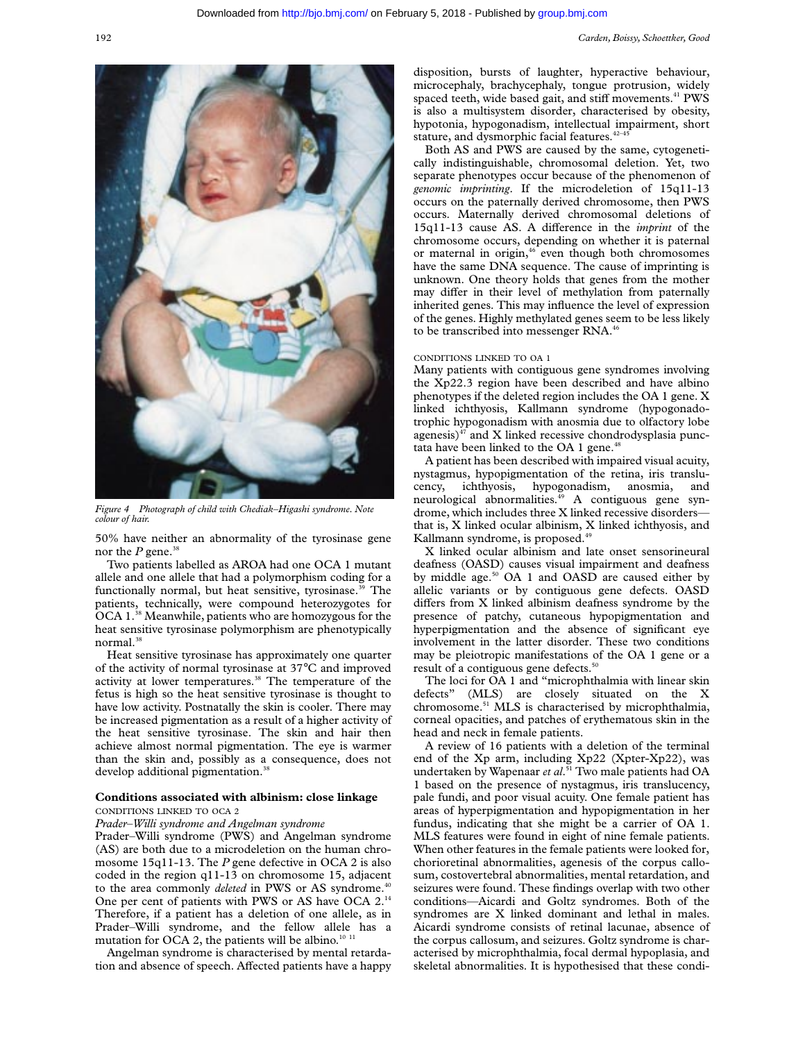Figure 4 Photograph of child with Chediak–Higashi syndrome. Note colour of hair.

50% have neither an abnormality of the tyrosinase gene nor the *P* gene.[38]

Two patients labelled as AROA had one OCA 1 mutant allele and one allele that had a polymorphism coding for a functionally normal, but heat sensitive, tyrosinase.[39] The patients, technically, were compound heterozygotes for OCA 1.[38] Meanwhile, patients who are homozygous for the heat sensitive tyrosinase polymorphism are phenotypically normal.[38]

Heat sensitive tyrosinase has approximately one quarter of the activity of normal tyrosinase at 37°C and improved activity at lower temperatures.[38] The temperature of the fetus is high so the heat sensitive tyrosinase is thought to have low activity. Postnatally the skin is cooler. There may be increased pigmentation as a result of a higher activity of the heat sensitive tyrosinase. The skin and hair then achieve almost normal pigmentation. The eye is warmer than the skin and, possibly as a consequence, does not develop additional pigmentation.[38]

## Conditions associated with albinism: close linkage

### CONDITIONS LINKED TO OCA 2

#### *Prader–Willi syndrome and Angelman syndrome*

Prader–Willi syndrome (PWS) and Angelman syndrome (AS) are both due to a microdeletion on the human chromosome 15q11-13. The *P* gene defective in OCA 2 is also coded in the region q11-13 on chromosome 15, adjacent to the area commonly *deleted* in PWS or AS syndrome.[40] One per cent of patients with PWS or AS have OCA 2.[14] Therefore, if a patient has a deletion of one allele, as in Prader–Willi syndrome, and the fellow allele has a mutation for OCA 2, the patients will be albino.[10 11]

Angelman syndrome is characterised by mental retardation and absence of speech. Affected patients have a happy disposition, bursts of laughter, hyperactive behaviour, microcephaly, brachycephaly, tongue protrusion, widely spaced teeth, wide based gait, and stiff movements.[41] PWS is also a multisystem disorder, characterised by obesity, hypotonia, hypogonadism, intellectual impairment, short stature, and dysmorphic facial features.[42–45]

Both AS and PWS are caused by the same, cytogenetically indistinguishable, chromosomal deletion. Yet, two separate phenotypes occur because of the phenomenon of *genomic imprinting*. If the microdeletion of 15q11-13 occurs on the paternally derived chromosome, then PWS occurs. Maternally derived chromosomal deletions of 15q11-13 cause AS. A difference in the *imprint* of the chromosome occurs, depending on whether it is paternal or maternal in origin,[46] even though both chromosomes have the same DNA sequence. The cause of imprinting is unknown. One theory holds that genes from the mother may differ in their level of methylation from paternally inherited genes. This may influence the level of expression of the genes. Highly methylated genes seem to be less likely to be transcribed into messenger RNA.[46]

### CONDITIONS LINKED TO OA 1

Many patients with contiguous gene syndromes involving the Xp22.3 region have been described and have albino phenotypes if the deleted region includes the OA 1 gene. X linked ichthyosis, Kallmann syndrome (hypogonadotrophic hypogonadism with anosmia due to olfactory lobe agenesis)[47] and X linked recessive chondrodysplasia punctata have been linked to the OA 1 gene.[48]

A patient has been described with impaired visual acuity, nystagmus, hypopigmentation of the retina, iris translucency, ichthyosis, hypogonadism, anosmia, and neurological abnormalities.[49] A contiguous gene syndrome, which includes three X linked recessive disorders—that is, X linked ocular albinism, X linked ichthyosis, and Kallmann syndrome, is proposed.[49]

X linked ocular albinism and late onset sensorineural deafness (OASD) causes visual impairment and deafness by middle age.[50] OA 1 and OASD are caused either by allelic variants or by contiguous gene defects. OASD differs from X linked albinism deafness syndrome by the presence of patchy, cutaneous hypopigmentation and hyperpigmentation and the absence of significant eye involvement in the latter disorder. These two conditions may be pleiotropic manifestations of the OA 1 gene or a result of a contiguous gene defects.[50]

The loci for OA 1 and "microphthalmia with linear skin defects" (MLS) are closely situated on the X chromosome.[51] MLS is characterised by microphthalmia, corneal opacities, and patches of erythematous skin in the head and neck in female patients.

A review of 16 patients with a deletion of the terminal end of the Xp arm, including Xp22 (Xpter-Xp22), was undertaken by Wapenaar *et al*.[51] Two male patients had OA 1 based on the presence of nystagmus, iris translucency, pale fundi, and poor visual acuity. One female patient has areas of hyperpigmentation and hypopigmentation in her fundus, indicating that she might be a carrier of OA 1. MLS features were found in eight of nine female patients. When other features in the female patients were looked for, chorioretinal abnormalities, agenesis of the corpus callosum, costovertebral abnormalities, mental retardation, and seizures were found. These findings overlap with two other conditions—Aicardi and Goltz syndromes. Both of the syndromes are X linked dominant and lethal in males. Aicardi syndrome consists of retinal lacunae, absence of the corpus callosum, and seizures. Goltz syndrome is characterised by microphthalmia, focal dermal hypoplasia, and skeletal abnormalities. It is hypothesised that these condi-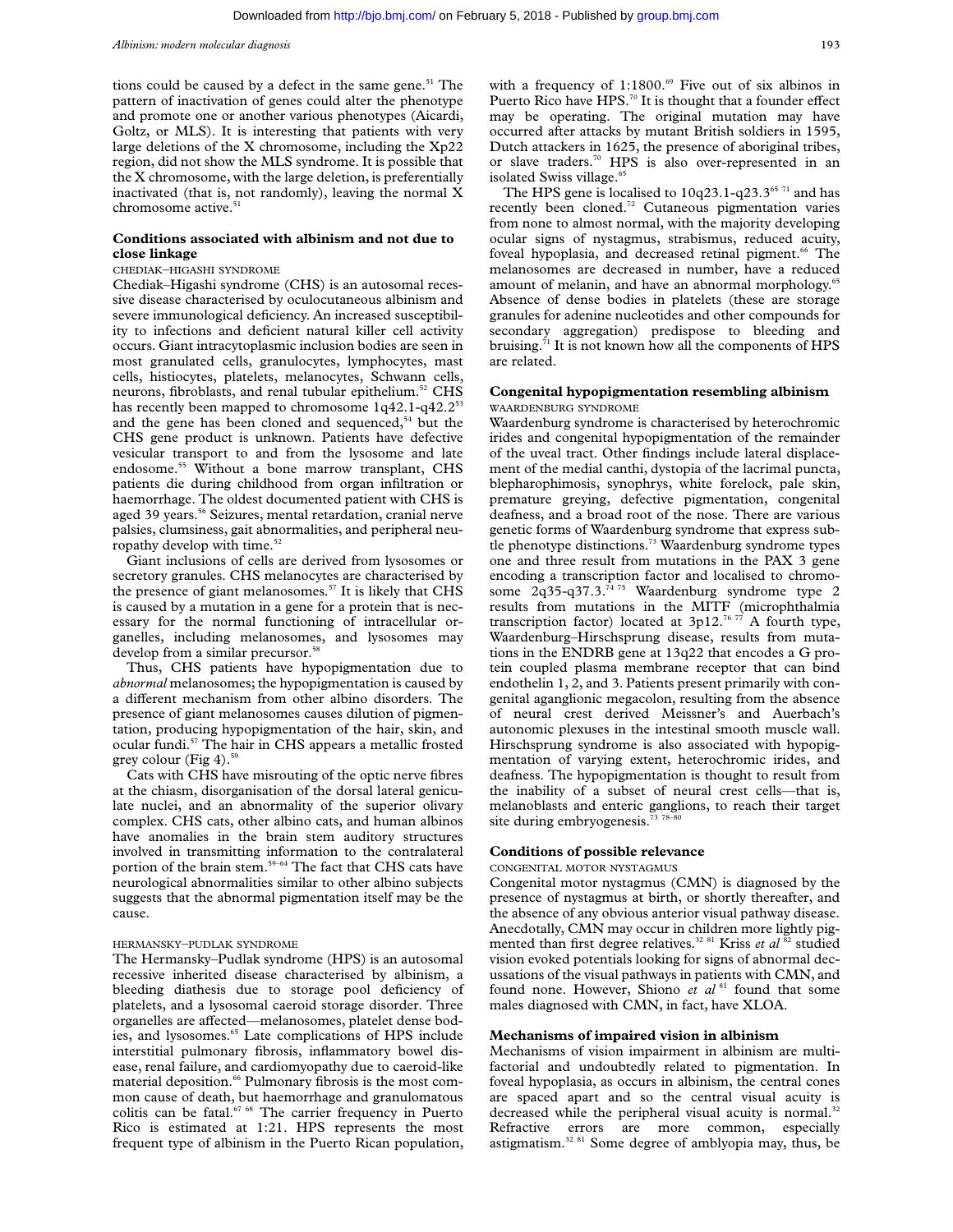tions could be caused by a defect in the same gene.[51] The pattern of inactivation of genes could alter the phenotype and promote one or another various phenotypes (Aicardi, Goltz, or MLS). It is interesting that patients with very large deletions of the X chromosome, including the Xp22 region, did not show the MLS syndrome. It is possible that the X chromosome, with the large deletion, is preferentially inactivated (that is, not randomly), leaving the normal X chromosome active.[51]

## Conditions associated with albinism and not due to close linkage

### CHEDIAK–HIGASHI SYNDROME

Chediak–Higashi syndrome (CHS) is an autosomal recessive disease characterised by oculocutaneous albinism and severe immunological deficiency. An increased susceptibility to infections and deficient natural killer cell activity occurs. Giant intracytoplasmic inclusion bodies are seen in most granulated cells, granulocytes, lymphocytes, mast cells, histiocytes, platelets, melanocytes, Schwann cells, neurons, fibroblasts, and renal tubular epithelium.[52] CHS has recently been mapped to chromosome 1q42.1-q42.2[53] and the gene has been cloned and sequenced,[54] but the CHS gene product is unknown. Patients have defective vesicular transport to and from the lysosome and late endosome.[55] Without a bone marrow transplant, CHS patients die during childhood from organ infiltration or haemorrhage. The oldest documented patient with CHS is aged 39 years.[56] Seizures, mental retardation, cranial nerve palsies, clumsiness, gait abnormalities, and peripheral neuropathy develop with time.[52]

Giant inclusions of cells are derived from lysosomes or secretory granules. CHS melanocytes are characterised by the presence of giant melanosomes.[57] It is likely that CHS is caused by a mutation in a gene for a protein that is necessary for the normal functioning of intracellular organelles, including melanosomes, and lysosomes may develop from a similar precursor.[58]

Thus, CHS patients have hypopigmentation due to *abnormal* melanosomes; the hypopigmentation is caused by a different mechanism from other albino disorders. The presence of giant melanosomes causes dilution of pigmentation, producing hypopigmentation of the hair, skin, and ocular fundi.[57] The hair in CHS appears a metallic frosted grey colour (Fig 4).[59]

Cats with CHS have misrouting of the optic nerve fibres at the chiasm, disorganisation of the dorsal lateral geniculate nuclei, and an abnormality of the superior olivary complex. CHS cats, other albino cats, and human albinos have anomalies in the brain stem auditory structures involved in transmitting information to the contralateral portion of the brain stem.[59–64] The fact that CHS cats have neurological abnormalities similar to other albino subjects suggests that the abnormal pigmentation itself may be the cause.

### HERMANSKY–PUDLAK SYNDROME

The Hermansky–Pudlak syndrome (HPS) is an autosomal recessive inherited disease characterised by albinism, a bleeding diathesis due to storage pool deficiency of platelets, and a lysosomal caeroid storage disorder. Three organelles are affected—melanosomes, platelet dense bodies, and lysosomes.[65] Late complications of HPS include interstitial pulmonary fibrosis, inflammatory bowel disease, renal failure, and cardiomyopathy due to caeroid-like material deposition.[66] Pulmonary fibrosis is the most common cause of death, but haemorrhage and granulomatous colitis can be fatal.[67 68] The carrier frequency in Puerto Rico is estimated at 1:21. HPS represents the most frequent type of albinism in the Puerto Rican population, with a frequency of 1:1800.[69] Five out of six albinos in Puerto Rico have HPS.[70] It is thought that a founder effect may be operating. The original mutation may have occurred after attacks by mutant British soldiers in 1595, Dutch attackers in 1625, the presence of aboriginal tribes, or slave traders.[70] HPS is also over-represented in an isolated Swiss village.[65]

The HPS gene is localised to 10q23.1-q23.3[65 71] and has recently been cloned.[72] Cutaneous pigmentation varies from none to almost normal, with the majority developing ocular signs of nystagmus, strabismus, reduced acuity, foveal hypoplasia, and decreased retinal pigment.[66] The melanosomes are decreased in number, have a reduced amount of melanin, and have an abnormal morphology.[65] Absence of dense bodies in platelets (these are storage granules for adenine nucleotides and other compounds for secondary aggregation) predispose to bleeding and bruising.[71] It is not known how all the components of HPS are related.

## Congenital hypopigmentation resembling albinism

### WAARDENBURG SYNDROME

Waardenburg syndrome is characterised by heterochromic irides and congenital hypopigmentation of the remainder of the uveal tract. Other findings include lateral displacement of the medial canthi, dystopia of the lacrimal puncta, blepharophimosis, synophrys, white forelock, pale skin, premature greying, defective pigmentation, congenital deafness, and a broad root of the nose. There are various genetic forms of Waardenburg syndrome that express subtle phenotype distinctions.[73] Waardenburg syndrome types one and three result from mutations in the PAX 3 gene encoding a transcription factor and localised to chromosome 2q35-q37.3.[74 75] Waardenburg syndrome type 2 results from mutations in the MITF (microphthalmia transcription factor) located at 3p12.[76 77] A fourth type, Waardenburg–Hirschsprung disease, results from mutations in the ENDRB gene at 13q22 that encodes a G protein coupled plasma membrane receptor that can bind endothelin 1, 2, and 3. Patients present primarily with congenital aganglionic megacolon, resulting from the absence of neural crest derived Meissner's and Auerbach's autonomic plexuses in the intestinal smooth muscle wall. Hirschsprung syndrome is also associated with hypopigmentation of varying extent, heterochromic irides, and deafness. The hypopigmentation is thought to result from the inability of a subset of neural crest cells—that is, melanoblasts and enteric ganglions, to reach their target site during embryogenesis.[73 78–80]

## Conditions of possible relevance

### CONGENITAL MOTOR NYSTAGMUS

Congenital motor nystagmus (CMN) is diagnosed by the presence of nystagmus at birth, or shortly thereafter, and the absence of any obvious anterior visual pathway disease. Anecdotally, CMN may occur in children more lightly pigmented than first degree relatives.[32 81] Kriss *et al*[82] studied vision evoked potentials looking for signs of abnormal decussations of the visual pathways in patients with CMN, and found none. However, Shiono *et al*[81] found that some males diagnosed with CMN, in fact, have XLOA.

## Mechanisms of impaired vision in albinism

Mechanisms of vision impairment in albinism are multifactorial and undoubtedly related to pigmentation. In foveal hypoplasia, as occurs in albinism, the central cones are spaced apart and so the central visual acuity is decreased while the peripheral visual acuity is normal.[32] Refractive errors are more common, especially astigmatism.[32 81] Some degree of amblyopia may, thus, be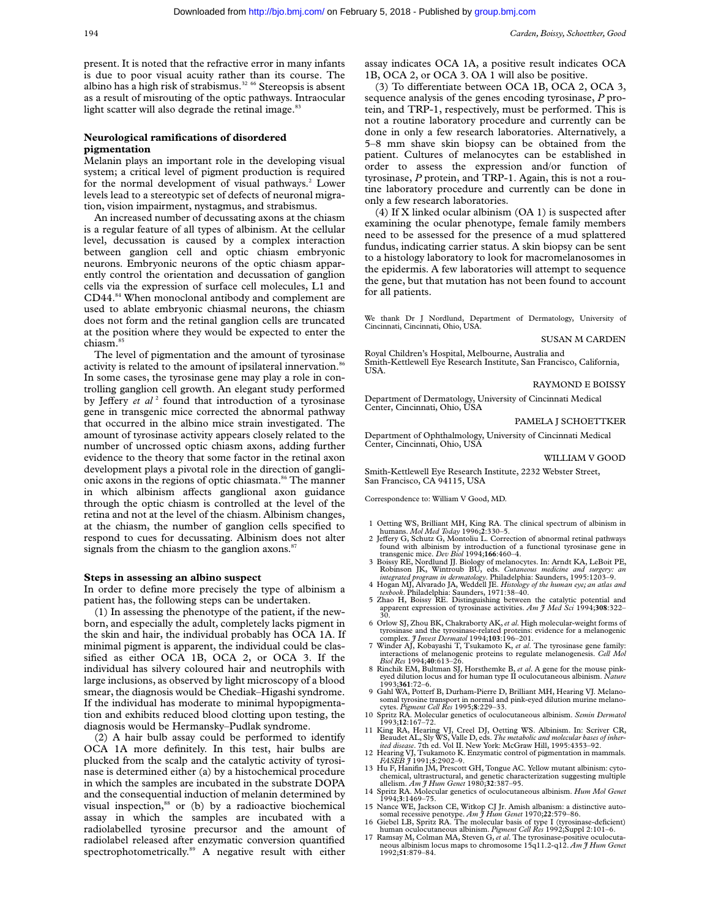present. It is noted that the refractive error in many infants is due to poor visual acuity rather than its course. The albino has a high risk of strabismus.[32 66] Stereopsis is absent as a result of misrouting of the optic pathways. Intraocular light scatter will also degrade the retinal image.[83]

### Neurological ramifications of disordered pigmentation

Melanin plays an important role in the developing visual system; a critical level of pigment production is required for the normal development of visual pathways.[2] Lower levels lead to a stereotypic set of defects of neuronal migration, vision impairment, nystagmus, and strabismus.

An increased number of decussating axons at the chiasm is a regular feature of all types of albinism. At the cellular level, decussation is caused by a complex interaction between ganglion cell and optic chiasm embryonic neurons. Embryonic neurons of the optic chiasm apparently control the orientation and decussation of ganglion cells via the expression of surface cell molecules, L1 and CD44.[84] When monoclonal antibody and complement are used to ablate embryonic chiasmal neurons, the chiasm does not form and the retinal ganglion cells are truncated at the position where they would be expected to enter the chiasm.[85]

The level of pigmentation and the amount of tyrosinase activity is related to the amount of ipsilateral innervation.[86] In some cases, the tyrosinase gene may play a role in controlling ganglion cell growth. An elegant study performed by Jeffery *et al*[2] found that introduction of a tyrosinase gene in transgenic mice corrected the abnormal pathway that occurred in the albino mice strain investigated. The amount of tyrosinase activity appears closely related to the number of uncrossed optic chiasm axons, adding further evidence to the theory that some factor in the retinal axon development plays a pivotal role in the direction of ganglionic axons in the regions of optic chiasmata.[86] The manner in which albinism affects ganglional axon guidance through the optic chiasm is controlled at the level of the retina and not at the level of the chiasm. Albinism changes, at the chiasm, the number of ganglion cells specified to respond to cues for decussating. Albinism does not alter signals from the chiasm to the ganglion axons.[87]

### Steps in assessing an albino suspect

In order to define more precisely the type of albinism a patient has, the following steps can be undertaken.

(1) In assessing the phenotype of the patient, if the newborn, and especially the adult, completely lacks pigment in the skin and hair, the individual probably has OCA 1A. If minimal pigment is apparent, the individual could be classified as either OCA 1B, OCA 2, or OCA 3. If the individual has silvery coloured hair and neutrophils with large inclusions, as observed by light microscopy of a blood smear, the diagnosis would be Chediak–Higashi syndrome. If the individual has moderate to minimal hypopigmentation and exhibits reduced blood clotting upon testing, the diagnosis would be Hermansky–Pudlak syndrome.

(2) A hair bulb assay could be performed to identify OCA 1A more definitely. In this test, hair bulbs are plucked from the scalp and the catalytic activity of tyrosinase is determined either (a) by a histochemical procedure in which the samples are incubated in the substrate DOPA and the consequential induction of melanin determined by visual inspection,[88] or (b) by a radioactive biochemical assay in which the samples are incubated with a radiolabelled tyrosine precursor and the amount of radiolabel released after enzymatic conversion quantified spectrophotometrically.[89] A negative result with either assay indicates OCA 1A, a positive result indicates OCA 1B, OCA 2, or OCA 3. OA 1 will also be positive.

(3) To differentiate between OCA 1B, OCA 2, OCA 3, sequence analysis of the genes encoding tyrosinase, *P* protein, and TRP-1, respectively, must be performed. This is not a routine laboratory procedure and currently can be done in only a few research laboratories. Alternatively, a 5–8 mm shave skin biopsy can be obtained from the patient. Cultures of melanocytes can be established in order to assess the expression and/or function of tyrosinase, *P* protein, and TRP-1. Again, this is not a routine laboratory procedure and currently can be done in only a few research laboratories.

(4) If X linked ocular albinism (OA 1) is suspected after examining the ocular phenotype, female family members need to be assessed for the presence of a mud splattered fundus, indicating carrier status. A skin biopsy can be sent to a histology laboratory to look for macromelanosomes in the epidermis. A few laboratories will attempt to sequence the gene, but that mutation has not been found to account for all patients.

We thank Dr J Nordlund, Department of Dermatology, University of Cincinnati, Cincinnati, Ohio, USA.

SUSAN M CARDEN

Royal Children's Hospital, Melbourne, Australia and
Smith-Kettlewell Eye Research Institute, San Francisco, California, USA.

RAYMOND E BOISSY

Department of Dermatology, University of Cincinnati Medical Center, Cincinnati, Ohio, USA

PAMELA J SCHOETTKER

Department of Ophthalmology, University of Cincinnati Medical Center, Cincinnati, Ohio, USA

WILLIAM V GOOD

Smith-Kettlewell Eye Research Institute, 2232 Webster Street, San Francisco, CA 94115, USA

Correspondence to: William V Good, MD.

1. Oetting WS, Brilliant MH, King RA. The clinical spectrum of albinism in humans. *Mol Med Today* 1996;**2**:330–5.
2. Jeffery G, Schutz G, Montoliu L. Correction of abnormal retinal pathways found with albinism by introduction of a functional tyrosinase gene in transgenic mice. *Dev Biol* 1994;**166**:460–4.
3. Boissy RE, Nordlund JJ. Biology of melanocytes. In: Arndt KA, LeBoit PE, Robinson JK, Wintroub BU, eds. *Cutaneous medicine and surgery: an integrated program in dermatology*. Philadelphia: Saunders, 1995:1203–9.
4. Hogan MJ, Alvarado JA, Weddell JE. *Histology of the human eye; an atlas and texbook*. Philadelphia: Saunders, 1971:38–40.
5. Zhao H, Boissy RE. Distinguishing between the catalytic potential and apparent expression of tyrosinase activities. *Am J Med Sci* 1994;**308**:322–30.
6. Orlow SJ, Zhou BK, Chakraborty AK, *et al*. High molecular-weight forms of tyrosinase and the tyrosinase-related proteins: evidence for a melanogenic complex. *J Invest Dermatol* 1994;**103**:196–201.
7. Winder AJ, Kobayashi T, Tsukamoto K, *et al*. The tyrosinase gene family: interactions of melanogenic proteins to regulate melanogenesis. *Cell Mol Biol Res* 1994;**40**:613–26.
8. Rinchik EM, Bultman SJ, Horsthemke B, *et al*. A gene for the mouse pink-eyed dilution locus and for human type II oculocutaneous albinism. *Nature* 1993;**361**:72–6.
9. Gahl WA, Potterf B, Durham-Pierre D, Brilliant MH, Hearing VJ. Melanosomal tyrosine transport in normal and pink-eyed dilution murine melanocytes. *Pigment Cell Res* 1995;**8**:229–33.
10. Spritz RA. Molecular genetics of oculocutaneous albinism. *Semin Dermatol* 1993;**12**:167–72.
11. King RA, Hearing VJ, Creel DJ, Oetting WS. Albinism. In: Scriver CR, Beaudet AL, Sly WS, Valle D, eds. *The metabolic and molecular bases of inherited disease*. 7th ed. Vol II. New York: McGraw Hill, 1995:4353–92.
12. Hearing VJ, Tsukamoto K. Enzymatic control of pigmentation in mammals. *FASEB J* 1991;**5**:2902–9.
13. Hu F, Hanifin JM, Prescott GH, Tongue AC. Yellow mutant albinism: cytochemical, ultrastructural, and genetic characterization suggesting multiple allelism. *Am J Hum Genet* 1980;**32**:387–95.
14. Spritz RA. Molecular genetics of oculocutaneous albinism. *Hum Mol Genet* 1994;**3**:1469–75.
15. Nance WE, Jackson CE, Witkop CJ Jr. Amish albanism: a distinctive autosomal recessive penotype. *Am J Hum Genet* 1970;**22**:579–86.
16. Giebel LB, Spritz RA. The molecular basis of type I (tyrosinase-deficient) human oculocutaneous albinism. *Pigment Cell Res* 1992;Suppl 2:101–6.
17. Ramsay M, Colman MA, Steven G, *et al*. The tyrosinase-positive oculocutaneous albinism locus maps to chromosome 15q11.2-q12. *Am J Hum Genet* 1992;**51**:879–84.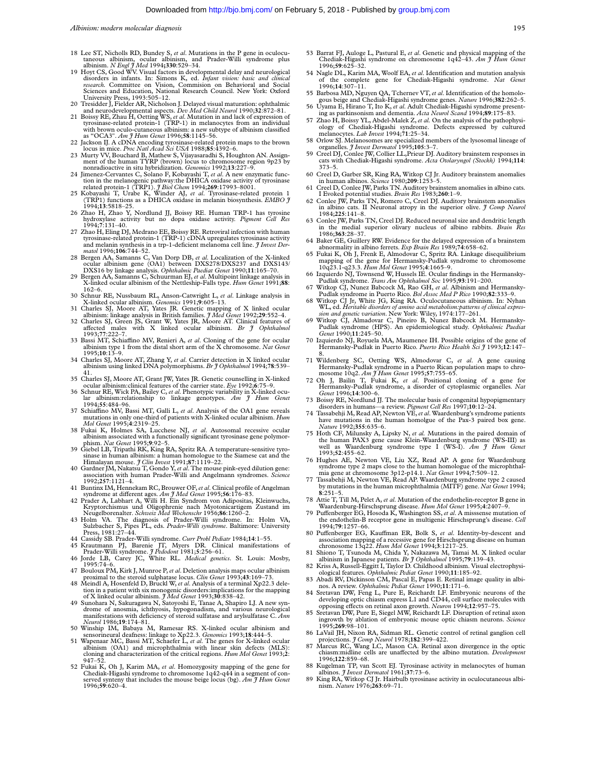18 Lee ST, Nicholls RD, Bundey S, *et al*. Mutations in the P gene in oculocutaneous albinism, ocular albinism, and Prader-Willi syndrome plus albinism. *N Engl J Med* 1994;**330**:529–34.

19 Hoyt CS, Good WV. Visual factors in developmental delay and neurological disorders in infants. In: Simons K, ed. *Infant vision: basic and clinical research*. Committee on Vision, Commision on Behavioral and Social Sciences and Education, National Research Council. New York: Oxford University Press, 1993:505–12.

20 Tresidder J, Fielder AR, Nicholson J. Delayed visual maturation: ophthalmic and neurodevelopmental aspects. *Dev Med Child Neurol* 1990;**32**:872–81.

21 Boissy RE, Zhau H, Oetting WS, *et al*. Mutation in and lack of expression of tyrosinase-related protein-1 (TRP-1) in melanocytes from an individual with brown oculo-cutaneous albinism: a new subtype of albinism classified as "OCA3". *Am J Hum Genet* 1996;**58**:1145–56.

22 Jackson IJ. A cDNA encoding tyrosinase-related protein maps to the brown locus in mice. *Proc Natl Acad Sci USA* 1988;**85**:4392–6.

23 Murty VV, Bouchard B, Mathew S, Vijayasaradhi S, Houghton AN. Assignment of the human TYRP (brown) locus to chromosome region 9p23 by nonradioactive in situ hybridization. *Genomics* 1992;**13**:227–9.

24 Jimenez-Cervantes C, Solano F, Kobayashi T, *et al*. A new enzymatic function in the melanogenic pathway:the DHICA oxidase activity of tyrosinase related protein-1 (TRP1). *J Biol Chem* 1994;**269**:17993–8001.

25 Kobayashi T, Urabe K, Winder AJ, *et al*. Tyrosinase-related protein 1 (TRP1) functions as a DHICA oxidase in melanin biosynthesis. *EMBO J* 1994;**13**:5818–25.

26 Zhao H, Zhao Y, Nordlund JJ, Boissy RE. Human TRP-1 has tyrosine hydroxylase activity but no dopa oxidase activity. *Pigment Cell Res* 1994;**7**:131–40.

27 Zhao H, Eling DJ, Medrano EE, Boissy RE. Retroviral infection with human tyrosinase-related protein-1 (TRP-1) cDNA upregulates tyrosinase activity and melanin synthesis in a trp-1-deficient melanoma cell line. *J Invest Dermatol* 1996;**106**:744–52.

28 Bergen AA, Samanns C, Van Dorp DB, *et al*. Localization of the X-linked ocular albinism gene (OA1) between DXS278/DXS237 and DXS143/DXS16 by linkage analysis. *Ophthalmic Paediat Genet* 1990;**11**:165–70.

29 Bergen AA, Samanns C, Schuurman EJ, *et al*. Multipoint linkage analysis in X-linked ocular albinism of the Nettleship-Falls type. *Hum Genet* 1991;**88**:162–6.

30 Schnur RE, Nussbaum RL, Anson-Catwright L, *et al*. Linkage analysis in X-linked ocular albinism. *Genomics* 1991;**9**:605–13.

31 Charles SJ, Moore AT, Yates JR. Genetic mapping of X linked ocular albinism: linkage analysis in British families. *J Med Genet* 1992;**29**:552–4.

32 Charles SJ, Green JS, Grant W, Yates JR, Moore AT. Clinical features of affected males with X linked ocular albinism. *Br J Ophthalmol* 1993;**77**:222–7.

33 Bassi MT, Schiaffino MV, Renieri A, *et al*. Cloning of the gene for ocular albinism type 1 from the distal short arm of the X chromosome. *Nat Genet* 1995;**10**:13–9.

34 Charles SJ, Moore AT, Zhang Y, *et al*. Carrier detection in X linked ocular albinism using linked DNA polymorphisms. *Br J Ophthalmol* 1994;**78**:539–41.

35 Charles SJ, Moore AT, Grant JW, Yates JR. Genetic counselling in X-linked ocular albinism:clinical features of the carrier state. *Eye* 1992;**6**:75–9.

36 Schnur RE, Wick PA, Bailey C, *et al*. Phenotypic variability in X-linked ocular albinism:relationship to linkage genotypes. *Am J Hum Genet* 1994;**55**:484–96.

37 Schiaffino MV, Bassi MT, Galli L, *et al*. Analysis of the OA1 gene reveals mutations in only one-third of patients with X-linked ocular albinism. *Hum Mol Genet* 1995;**4**:2319–25.

38 Fukai K, Holmes SA, Lucchese NJ, *et al*. Autosomal recessive ocular albinism associated with a functionally significant tyrosinase gene polymorphism. *Nat Genet* 1995;**9**:92–5.

39 Giebel LB, Tripathi RK, King RA, Spritz RA. A temperature-sensitive tyrosinase in human albinism: a human homologue to the Siamese cat and the Himalayan mouse. *J Clin Invest* 1991;**87**:1119–22.

40 Gardner JM, Nakatsu T, Gondo Y, *et al*. The mouse pink-eyed dilution gene: association with human Prader-Willi and Angelmann syndromes. *Science* 1992;**257**:1121–4.

41 Buntinx IM, Hennekam RC, Brouwer OF, *et al*. Clinical profile of Angelman syndrome at different ages. *Am J Med Genet* 1995;**56**:176–83.

42 Prader A, Labhart A, Willi H. Ein Syndrom von Adipositas, Kleinwuchs, Kryptorchismus und Oligophrenie nach Myotonicartigem Zustand im Neugelborenalter. *Schweiz Med Wochenschr* 1956;**86**:1260–2.

43 Holm VA. The diagnosis of Prader-Willi syndrome. In: Holm VA, Sulzbacher S, Pipes PL, eds. *Prader-Willi syndrome*. Baltimore: University Press, 1981:27–44.

44 Cassidy SB. Prader-Willi syndrome. *Curr Probl Pediatr* 1984;**14**:1–55.

45 Krautmann PJ, Barenie JT, Myers DR. Clinical manifestations of Prader-Willi syndrome. *J Pedodont* 1981;**5**:256–61.

46 Jorde LB, Carey JC, White RL. *Medical genetics*. St. Louis: Mosby, 1995:74–6.

47 Bouloux PM, Kirk J, Munroe P, *et al*. Deletion analysis maps ocular albinism proximal to the steroid sulphatase locus. *Clin Genet* 1993;**43**:169–73.

48 Meindl A, Hosenfeld D, Bruckl W, *et al*. Analysis of a terminal Xp22.3 deletion in a patient with six monogenic disorders:implications for the mapping of X linked ocular albinism. *J Med Genet* 1993;**30**:838–42.

49 Sunohara N, Sakuragawa N, Satoyoshi E, Tanae A, Shapiro LJ. A new syndrome of anosmia, ichthyosis, hypogonadism, and various neurological manifestations with deficiency of steroid sulfatase and arylsulfatase C. *Ann Neurol* 1986;**19**:174–81.

50 Winship IM, Babaya M, Ramesar RS. X-linked ocular albinism and sensorineural deafness: linkage to Xp22.3. *Genomics* 1993;**18**:444–5.

51 Wapenaar MC, Bassi MT, Schaefer L, *et al*. The genes for X-linked ocular albinism (OA1) and microphthalmia with linear skin defects (MLS): cloning and characterization of the critical regions. *Hum Mol Genet* 1993;**2**:947–52.

52 Fukai K, Oh J, Karim MA, *et al*. Homozygosity mapping of the gene for Chediak-Higashi syndrome to chromosome 1q42-q44 in a segment of conserved synteny that includes the mouse beige locus (bg). *Am J Hum Genet* 1996;**59**:620–4.

53 Barrat FJ, Auloge L, Pastural E, *et al*. Genetic and physical mapping of the Chediak-Higashi syndrome on chromosome 1q42–43. *Am J Hum Genet* 1996;**59**:625–32.

54 Nagle DL, Karim MA, Woolf EA, *et al*. Identification and mutation analysis of the complete gene for Chediak-Higashi syndrome. *Nat Genet* 1996;**14**:307–11.

55 Barbosa MD, Nguyen QA, Tchernev VT, *et al*. Identification of the homologous beige and Chediak-Higashi syndrome genes. *Nature* 1996;**382**:262–5.

56 Uyama E, Hirano T, Ito K, *et al*. Adult Chediak-Higashi syndrome presenting as parkinsonism and dementia. *Acta Neurol Scand* 1994;**89**:175–83.

57 Zhao H, Boissy YL, Abdel-Malek Z, *et al*. On the analysis of the pathophysiology of Chediak-Higashi syndrome. Defects expressed by cultured melanocytes. *Lab Invest* 1994;**71**:25–34.

58 Orlow SJ. Melanosomes are specialized members of the lysosomal lineage of organelles. *J Invest Dermatol* 1995;**105**:3–7.

59 Creel DJ, Conlee JW, Collier LL,Prieur DJ. Auditory brainstem responses in cats with Chediak-Higashi syndrome. *Acta Otolaryngol (Stockh)* 1994;**114**:373–5.

60 Creel D, Garber SR, King RA, Witkop CJ Jr. Auditory brainstem anomalies in human albinos. *Science* 1980;**209**:1253–5.

61 Creel D, Conlee JW, Parks TN. Auditory brainstem anomalies in albino cats. I Evoked potential studies. *Brain Res* 1983;**260**:1–9.

62 Conlee JW, Parks TN, Romero C, Creel DJ. Auditory brainstem anomalies in albino cats. II Neuronal atropy in the superior olive. *J Comp Neurol* 1984;**225**:141–8.

63 Conlee JW, Parks TN, Creel DJ. Reduced neuronal size and dendritic length in the medial superior olivary nucleus of albino rabbits. *Brain Res* 1986;**363**:28–37.

64 Baker GE, Guillery RW. Evidence for the delayed expression of a brainstem abnormality in albino ferrets. *Exp Brain Res* 1989;**74**:658–62.

65 Fukai K, Oh J, Frenk E, Almodovar C, Spritz RA. Linkage disequilibrium mapping of the gene for Hermansky-Pudlak syndrome to chromosome 10q23.1-q23.3. *Hum Mol Genet* 1995;**4**:1665–9.

66 Izquierdo NJ, Townsend W, Hussels IE. Ocular findings in the Hermansky-Pudlak syndrome. *Trans Am Ophthalmol Soc* 1995;**93**:191–200.

67 Witkop CJ, Nunez Babcock M, Rao GH, *et al*. Albinism and Hermansky-Pudlak syndrome in Puerto Rico. *Bol Assoc Med P Rico* 1990;**82**:333–9.

68 Witkop CJ Jr, White JG, King RA. Oculocutaneous albinism. In: Nyhan WL, ed. *Heritable disorders of amino acid metabolism:patterns of clinical expression and genetic variation*. New York: Wiley, 1974:177–261.

69 Witkop CJ, Almadovar C, Pineiro B, Nunez Babcock M. Hermansky-Pudlak syndrome (HPS). An epidemiological study. *Ophthalmic Paediat Genet* 1990;**11**:245–50.

70 Izquierdo NJ, Royuela MA, Maumenee IH. Possible origins of the gene of Hermansky-Pudlak in Puerto Rico. *Puerto Rico Health Sci J* 1993;**12**:147–8.

71 Wildenberg SC, Oetting WS, Almodovar C, *et al*. A gene causing Hermansky-Pudlak syndrome in a Puerto Rican population maps to chromosome 10q2. *Am J Hum Genet* 1995;**57**:755–65.

72 Oh J, Bailin T, Fukai K, *et al*. Positional cloning of a gene for Hermansky-Pudlak syndrome, a disorder of cytoplasmic organelles. *Nat Genet* 1996;**14**:300–6.

73 Boissy RE, Nordlund JJ. The molecular basis of congenital hypopigmentary disorders in humans—a review. *Pigment Cell Res* 1997;**10**:12–24.

74 Tassabehji M, Read AP, Newton VE, *et al*. Waardenburg's syndrome patients have mutations in the human homologue of the Pax-3 paired box gene. *Nature* 1992;**355**:635–6.

75 Hoth CF, Milunsky A, Lipsky N, *et al*. Mutations in the paired domain of the human PAX3 gene cause Klein-Waardenburg syndrome (WS-III) as well as Waardenburg syndrome type I (WS-I). *Am J Hum Genet* 1993;**52**:455–62.

76 Hughes AE, Newton VE, Liu XZ, Read AP. A gene for Waardenburg syndrome type 2 maps close to the human homologue of the microphthalmia gene at chromosome 3p12-p14.1. *Nat Genet* 1994;**7**:509–12.

77 Tassabehji M, Newton VE, Read AP. Waardenburg syndrome type 2 caused by mutations in the human microphthalmia (MITF) gene. *Nat Genet* 1994; **8**:251–5.

78 Attie T, Till M, Pelet A, *et al*. Mutation of the endothelin-receptor B gene in Waardenburg-Hirschsprung disease. *Hum Mol Genet* 1995;**4**:2407–9.

79 Puffenberger EG, Hosoda K, Washington SS, *et al*. A misssense mutation of the endothelin-B receptor gene in multigenic Hirschsprung's disease. *Cell* 1994;**79**:1257–66.

80 Puffenberger EG, Kauffman ER, Bolk S, *et al*. Identity-by-descent and association mapping of a recessive gene for Hirschsprung disease on human chromosome 13q22. *Hum Mol Genet* 1994;**3**:1217–25.

81 Shiono T, Tsunoda M, Chida Y, Nakazawa M, Tamai M. X linked ocular albinism in Japanese patients. *Br J Ophthalmol* 1995;**79**:139–43.

82 Kriss A, Russell-Eggitt I, Taylor D. Childhood albinism. Visual electrophysiological features. *Ophthalmic Pediat Genet* 1990;**11**:185–92.

83 Abadi RV, Dickinson CM, Pascal E, Papas E. Retinal image quality in albinos. A review. *Ophthalmic Pediat Genet* 1990;**11**:171–6.

84 Sretavan DW, Feng L, Pure E, Reichardt LF. Embryonic neurons of the developing optic chiasm express L1 and CD44, cell surface molecules with opposing effects on retinal axon growth. *Neuron* 1994;**12**:957–75.

85 Sretavan DW, Pure E, Siegel MW, Reichardt LF. Disruption of retinal axon ingrowth by ablation of embryonic mouse optic chiasm neurons. *Science* 1995;**269**:98–101.

86 LaVail JH, Nixon RA, Sidman RL. Genetic control of retinal ganglion cell projections. *J Comp Neurol* 1978;**182**:399–422.

87 Marcus RC, Wang LC, Mason CA. Retinal axon divergence in the optic chiasm:midline cells are unaffected by the albino mutation. *Development* 1996;**122**:859–68.

88 Kugelman TP, van Scott EJ. Tyrosinase activity in melanocytes of human albinos. *J Invest Dermatol* 1961;**37**:73–6.

89 King RA, Witkop CJ Jr. Hairbulb tyrosinase activity in oculocutaneous albinism. *Nature* 1976;**263**:69–71.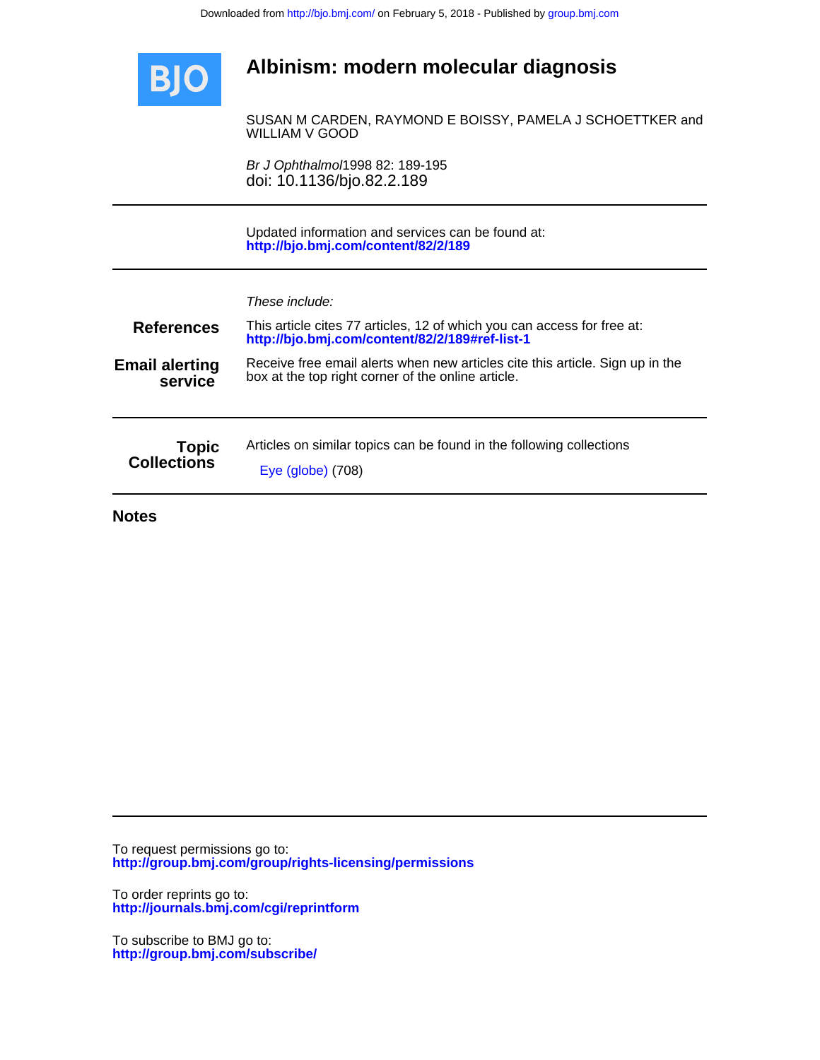Downloaded from http://bjo.bmj.com/ on February 5, 2018 - Published by group.bmj.com

BJO

# Albinism: modern molecular diagnosis

SUSAN M CARDEN, RAYMOND E BOISSY, PAMELA J SCHOETTKER and WILLIAM V GOOD

*Br J Ophthalmol* 1998 82: 189-195
doi: 10.1136/bjo.82.2.189

Updated information and services can be found at:
**http://bjo.bmj.com/content/82/2/189**

*These include:*

**References**

This article cites 77 articles, 12 of which you can access for free at:
**http://bjo.bmj.com/content/82/2/189#ref-list-1**

**Email alerting service**

Receive free email alerts when new articles cite this article. Sign up in the box at the top right corner of the online article.

**Topic Collections**

Articles on similar topics can be found in the following collections

Eye (globe) (708)

## Notes

To request permissions go to:
**http://group.bmj.com/group/rights-licensing/permissions**

To order reprints go to:
**http://journals.bmj.com/cgi/reprintform**

To subscribe to BMJ go to:
**http://group.bmj.com/subscribe/**